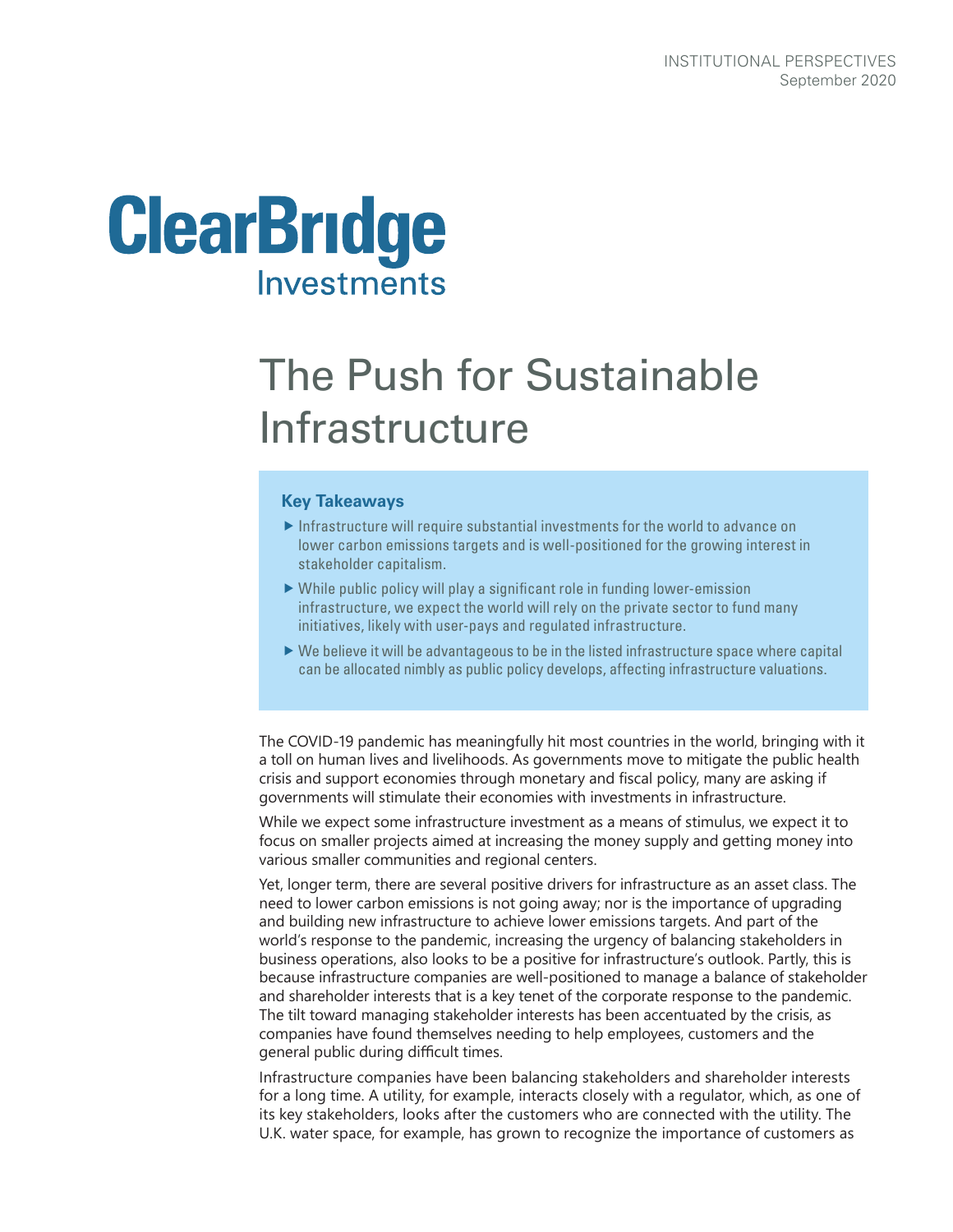INSTITUTIONAL PERSPECTIVES
September 2020

ClearBridge Investments

# The Push for Sustainable Infrastructure

### Key Takeaways

- Infrastructure will require substantial investments for the world to advance on lower carbon emissions targets and is well-positioned for the growing interest in stakeholder capitalism.
- While public policy will play a significant role in funding lower-emission infrastructure, we expect the world will rely on the private sector to fund many initiatives, likely with user-pays and regulated infrastructure.
- We believe it will be advantageous to be in the listed infrastructure space where capital can be allocated nimbly as public policy develops, affecting infrastructure valuations.

The COVID-19 pandemic has meaningfully hit most countries in the world, bringing with it a toll on human lives and livelihoods. As governments move to mitigate the public health crisis and support economies through monetary and fiscal policy, many are asking if governments will stimulate their economies with investments in infrastructure.

While we expect some infrastructure investment as a means of stimulus, we expect it to focus on smaller projects aimed at increasing the money supply and getting money into various smaller communities and regional centers.

Yet, longer term, there are several positive drivers for infrastructure as an asset class. The need to lower carbon emissions is not going away; nor is the importance of upgrading and building new infrastructure to achieve lower emissions targets. And part of the world's response to the pandemic, increasing the urgency of balancing stakeholders in business operations, also looks to be a positive for infrastructure's outlook. Partly, this is because infrastructure companies are well-positioned to manage a balance of stakeholder and shareholder interests that is a key tenet of the corporate response to the pandemic. The tilt toward managing stakeholder interests has been accentuated by the crisis, as companies have found themselves needing to help employees, customers and the general public during difficult times.

Infrastructure companies have been balancing stakeholders and shareholder interests for a long time. A utility, for example, interacts closely with a regulator, which, as one of its key stakeholders, looks after the customers who are connected with the utility. The U.K. water space, for example, has grown to recognize the importance of customers as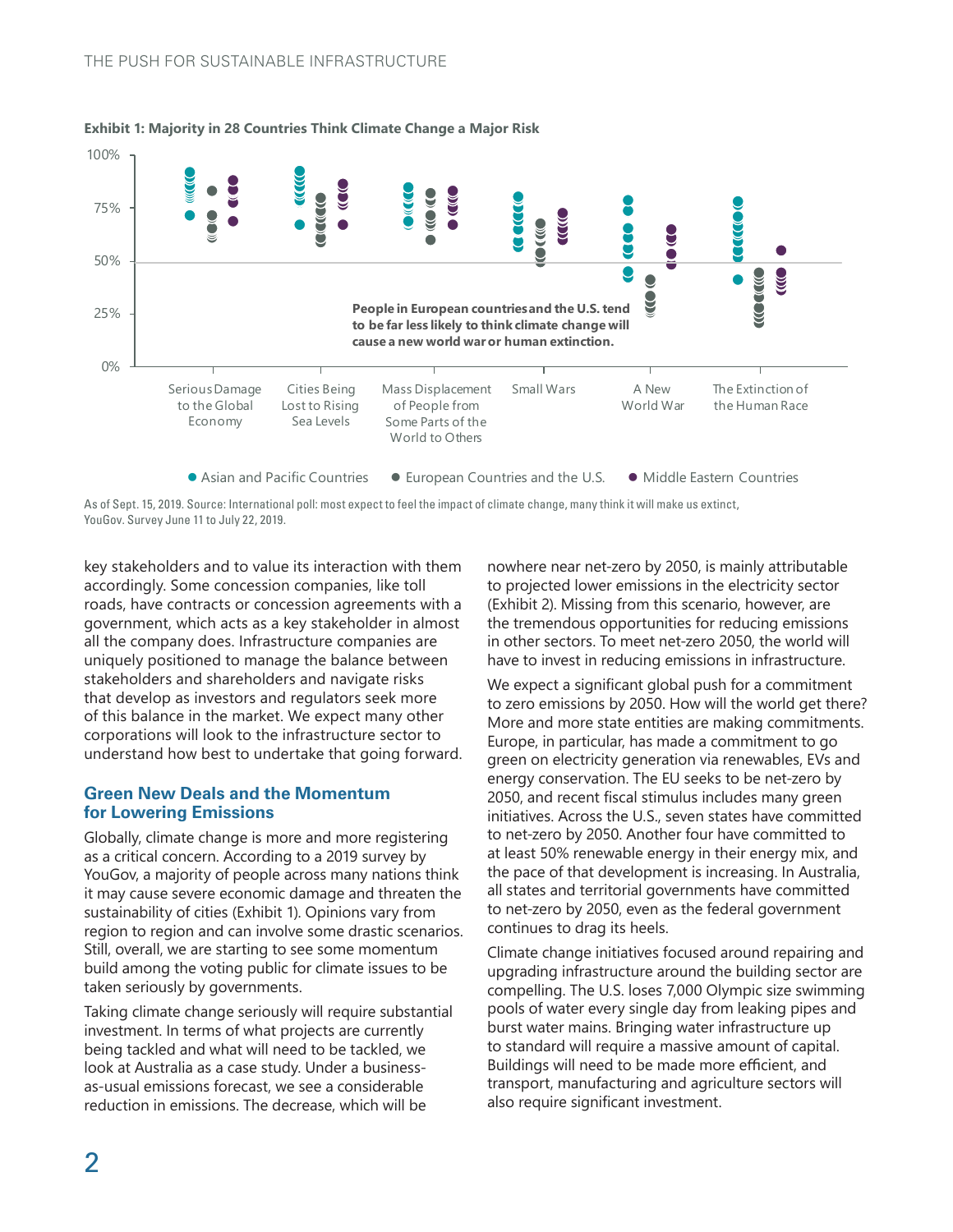**Exhibit 1: Majority in 28 Countries Think Climate Change a Major Risk**

People in European countries and the U.S. tend to be far less likely to think climate change will cause a new world war or human extinction.

As of Sept. 15, 2019. Source: International poll: most expect to feel the impact of climate change, many think it will make us extinct, YouGov. Survey June 11 to July 22, 2019.

key stakeholders and to value its interaction with them accordingly. Some concession companies, like toll roads, have contracts or concession agreements with a government, which acts as a key stakeholder in almost all the company does. Infrastructure companies are uniquely positioned to manage the balance between stakeholders and shareholders and navigate risks that develop as investors and regulators seek more of this balance in the market. We expect many other corporations will look to the infrastructure sector to understand how best to undertake that going forward.

## Green New Deals and the Momentum for Lowering Emissions

Globally, climate change is more and more registering as a critical concern. According to a 2019 survey by YouGov, a majority of people across many nations think it may cause severe economic damage and threaten the sustainability of cities (Exhibit 1). Opinions vary from region to region and can involve some drastic scenarios. Still, overall, we are starting to see some momentum build among the voting public for climate issues to be taken seriously by governments.

Taking climate change seriously will require substantial investment. In terms of what projects are currently being tackled and what will need to be tackled, we look at Australia as a case study. Under a business-as-usual emissions forecast, we see a considerable reduction in emissions. The decrease, which will be nowhere near net-zero by 2050, is mainly attributable to projected lower emissions in the electricity sector (Exhibit 2). Missing from this scenario, however, are the tremendous opportunities for reducing emissions in other sectors. To meet net-zero 2050, the world will have to invest in reducing emissions in infrastructure.

We expect a significant global push for a commitment to zero emissions by 2050. How will the world get there? More and more state entities are making commitments. Europe, in particular, has made a commitment to go green on electricity generation via renewables, EVs and energy conservation. The EU seeks to be net-zero by 2050, and recent fiscal stimulus includes many green initiatives. Across the U.S., seven states have committed to net-zero by 2050. Another four have committed to at least 50% renewable energy in their energy mix, and the pace of that development is increasing. In Australia, all states and territorial governments have committed to net-zero by 2050, even as the federal government continues to drag its heels.

Climate change initiatives focused around repairing and upgrading infrastructure around the building sector are compelling. The U.S. loses 7,000 Olympic size swimming pools of water every single day from leaking pipes and burst water mains. Bringing water infrastructure up to standard will require a massive amount of capital. Buildings will need to be made more efficient, and transport, manufacturing and agriculture sectors will also require significant investment.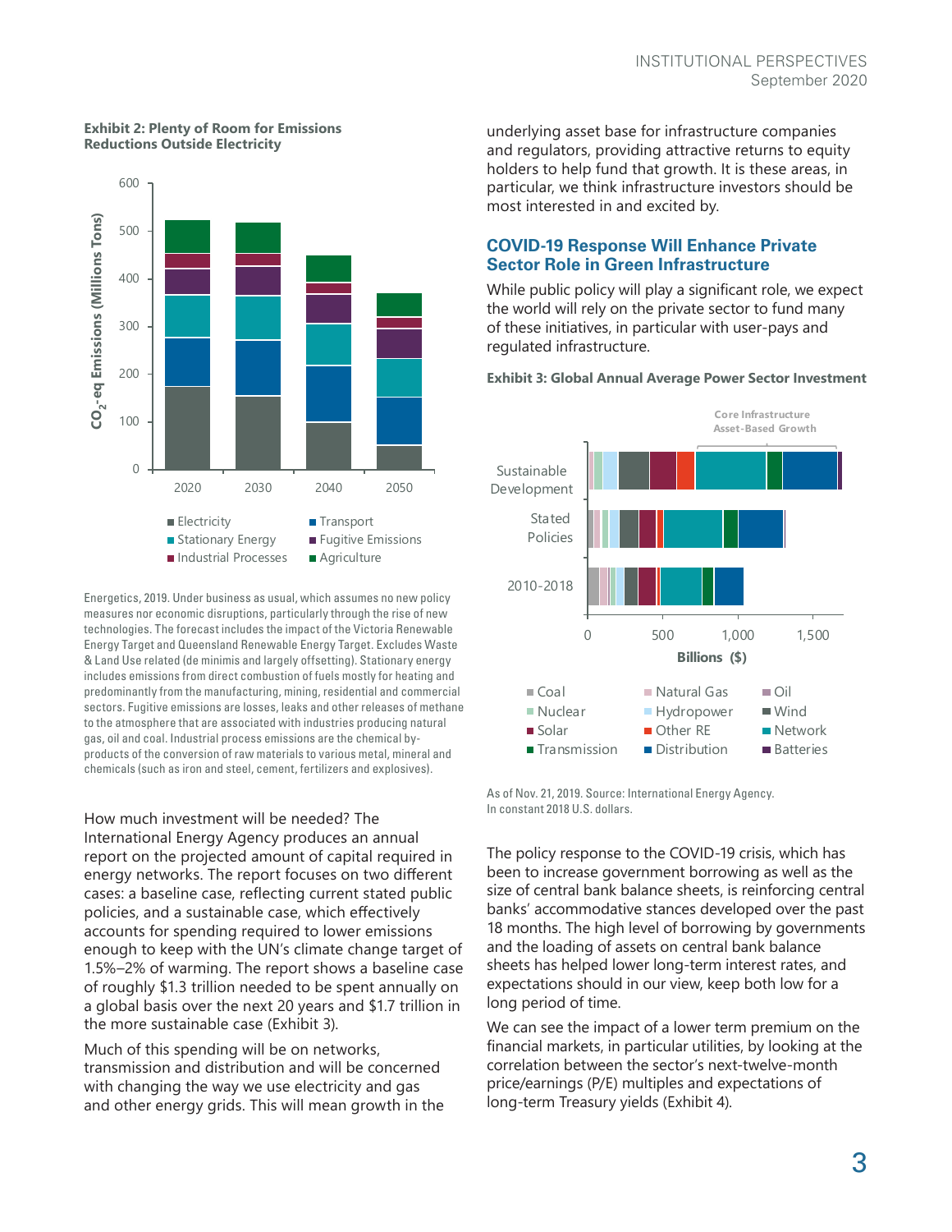**Exhibit 2: Plenty of Room for Emissions Reductions Outside Electricity**

Energetics, 2019. Under business as usual, which assumes no new policy measures nor economic disruptions, particularly through the rise of new technologies. The forecast includes the impact of the Victoria Renewable Energy Target and Queensland Renewable Energy Target. Excludes Waste & Land Use related (de minimis and largely offsetting). Stationary energy includes emissions from direct combustion of fuels mostly for heating and predominantly from the manufacturing, mining, residential and commercial sectors. Fugitive emissions are losses, leaks and other releases of methane to the atmosphere that are associated with industries producing natural gas, oil and coal. Industrial process emissions are the chemical by-products of the conversion of raw materials to various metal, mineral and chemicals (such as iron and steel, cement, fertilizers and explosives).

How much investment will be needed? The International Energy Agency produces an annual report on the projected amount of capital required in energy networks. The report focuses on two different cases: a baseline case, reflecting current stated public policies, and a sustainable case, which effectively accounts for spending required to lower emissions enough to keep with the UN's climate change target of 1.5%–2% of warming. The report shows a baseline case of roughly $1.3 trillion needed to be spent annually on a global basis over the next 20 years and $1.7 trillion in the more sustainable case (Exhibit 3).

Much of this spending will be on networks, transmission and distribution and will be concerned with changing the way we use electricity and gas and other energy grids. This will mean growth in the underlying asset base for infrastructure companies and regulators, providing attractive returns to equity holders to help fund that growth. It is these areas, in particular, we think infrastructure investors should be most interested in and excited by.

## COVID-19 Response Will Enhance Private Sector Role in Green Infrastructure

While public policy will play a significant role, we expect the world will rely on the private sector to fund many of these initiatives, in particular with user-pays and regulated infrastructure.

**Exhibit 3: Global Annual Average Power Sector Investment**

As of Nov. 21, 2019. Source: International Energy Agency. In constant 2018 U.S. dollars.

The policy response to the COVID-19 crisis, which has been to increase government borrowing as well as the size of central bank balance sheets, is reinforcing central banks' accommodative stances developed over the past 18 months. The high level of borrowing by governments and the loading of assets on central bank balance sheets has helped lower long-term interest rates, and expectations should in our view, keep both low for a long period of time.

We can see the impact of a lower term premium on the financial markets, in particular utilities, by looking at the correlation between the sector's next-twelve-month price/earnings (P/E) multiples and expectations of long-term Treasury yields (Exhibit 4).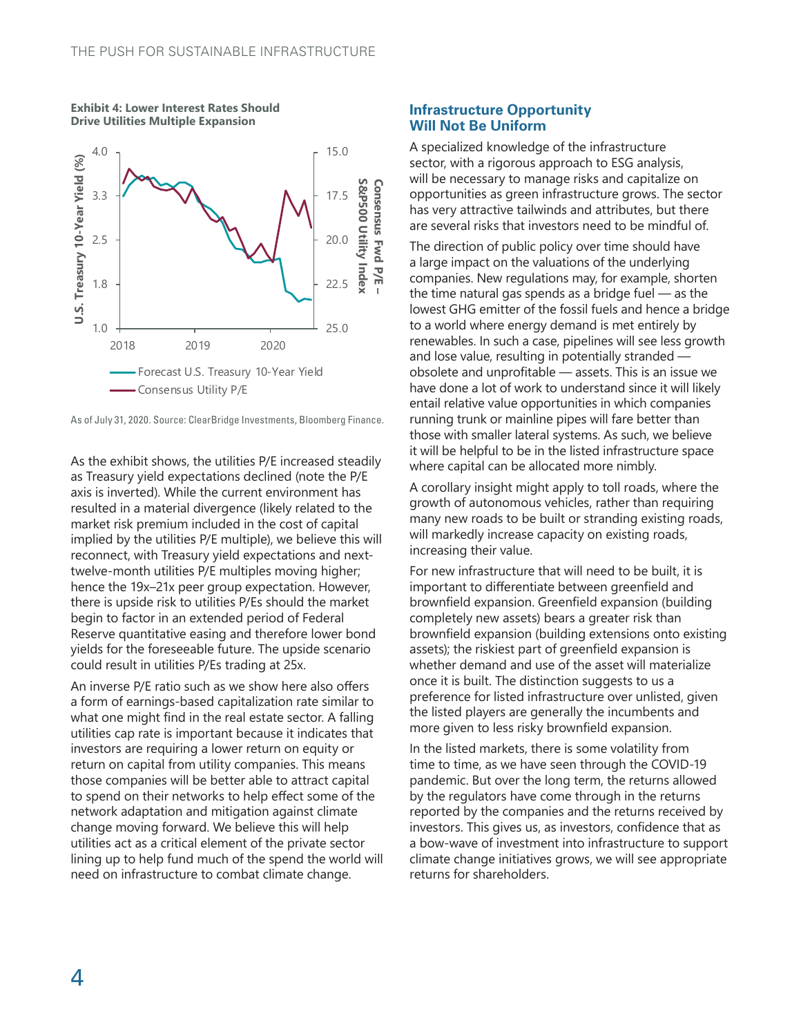**Exhibit 4: Lower Interest Rates Should Drive Utilities Multiple Expansion**

As of July 31, 2020. Source: ClearBridge Investments, Bloomberg Finance.

As the exhibit shows, the utilities P/E increased steadily as Treasury yield expectations declined (note the P/E axis is inverted). While the current environment has resulted in a material divergence (likely related to the market risk premium included in the cost of capital implied by the utilities P/E multiple), we believe this will reconnect, with Treasury yield expectations and next-twelve-month utilities P/E multiples moving higher; hence the 19x–21x peer group expectation. However, there is upside risk to utilities P/Es should the market begin to factor in an extended period of Federal Reserve quantitative easing and therefore lower bond yields for the foreseeable future. The upside scenario could result in utilities P/Es trading at 25x.

An inverse P/E ratio such as we show here also offers a form of earnings-based capitalization rate similar to what one might find in the real estate sector. A falling utilities cap rate is important because it indicates that investors are requiring a lower return on equity or return on capital from utility companies. This means those companies will be better able to attract capital to spend on their networks to help effect some of the network adaptation and mitigation against climate change moving forward. We believe this will help utilities act as a critical element of the private sector lining up to help fund much of the spend the world will need on infrastructure to combat climate change.

## Infrastructure Opportunity Will Not Be Uniform

A specialized knowledge of the infrastructure sector, with a rigorous approach to ESG analysis, will be necessary to manage risks and capitalize on opportunities as green infrastructure grows. The sector has very attractive tailwinds and attributes, but there are several risks that investors need to be mindful of.

The direction of public policy over time should have a large impact on the valuations of the underlying companies. New regulations may, for example, shorten the time natural gas spends as a bridge fuel — as the lowest GHG emitter of the fossil fuels and hence a bridge to a world where energy demand is met entirely by renewables. In such a case, pipelines will see less growth and lose value, resulting in potentially stranded — obsolete and unprofitable — assets. This is an issue we have done a lot of work to understand since it will likely entail relative value opportunities in which companies running trunk or mainline pipes will fare better than those with smaller lateral systems. As such, we believe it will be helpful to be in the listed infrastructure space where capital can be allocated more nimbly.

A corollary insight might apply to toll roads, where the growth of autonomous vehicles, rather than requiring many new roads to be built or stranding existing roads, will markedly increase capacity on existing roads, increasing their value.

For new infrastructure that will need to be built, it is important to differentiate between greenfield and brownfield expansion. Greenfield expansion (building completely new assets) bears a greater risk than brownfield expansion (building extensions onto existing assets); the riskiest part of greenfield expansion is whether demand and use of the asset will materialize once it is built. The distinction suggests to us a preference for listed infrastructure over unlisted, given the listed players are generally the incumbents and more given to less risky brownfield expansion.

In the listed markets, there is some volatility from time to time, as we have seen through the COVID-19 pandemic. But over the long term, the returns allowed by the regulators have come through in the returns reported by the companies and the returns received by investors. This gives us, as investors, confidence that as a bow-wave of investment into infrastructure to support climate change initiatives grows, we will see appropriate returns for shareholders.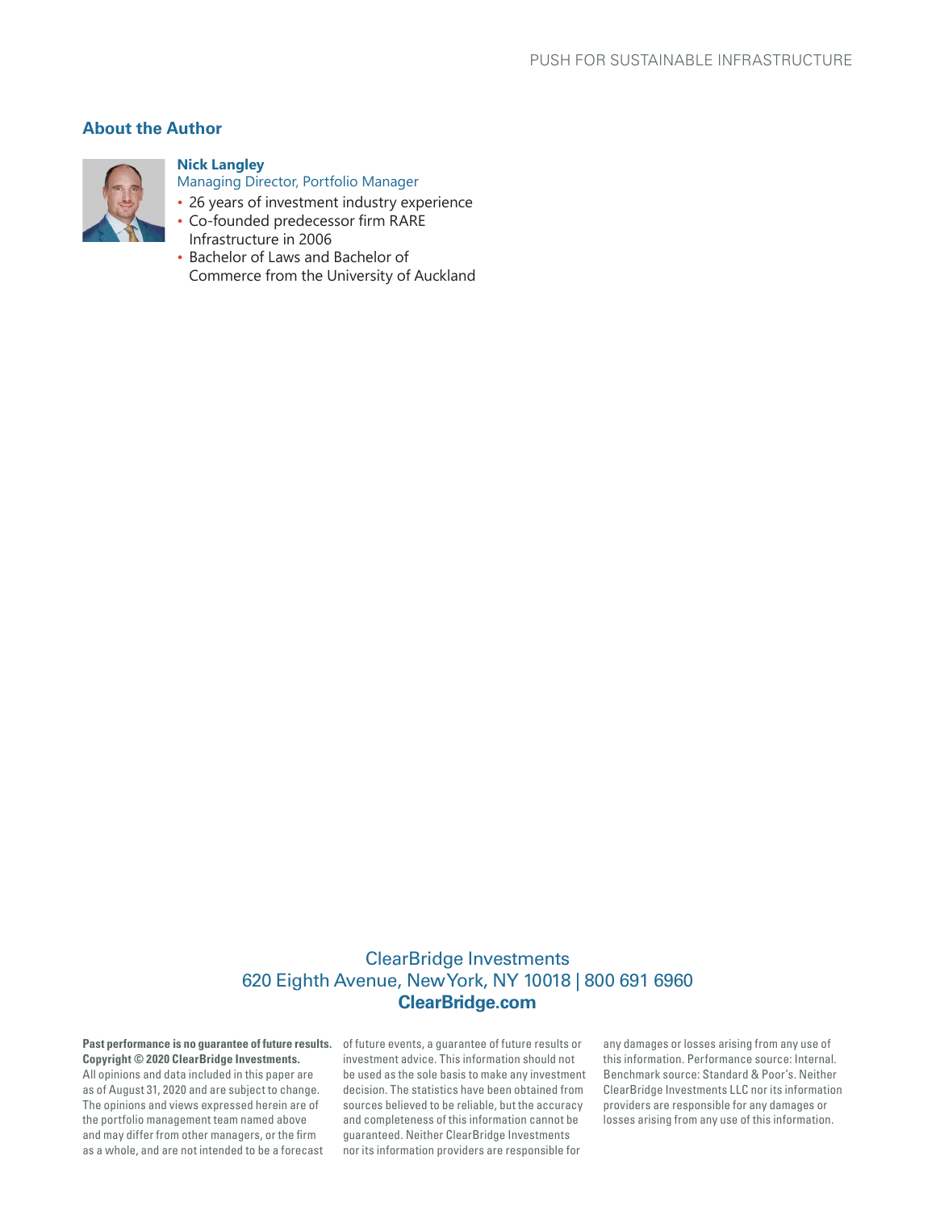## About the Author

**Nick Langley**
Managing Director, Portfolio Manager

- 26 years of investment industry experience
- Co-founded predecessor firm RARE Infrastructure in 2006
- Bachelor of Laws and Bachelor of Commerce from the University of Auckland

ClearBridge Investments
620 Eighth Avenue, New York, NY 10018 | 800 691 6960
**ClearBridge.com**

**Past performance is no guarantee of future results. Copyright © 2020 ClearBridge Investments.**
All opinions and data included in this paper are as of August 31, 2020 and are subject to change. The opinions and views expressed herein are of the portfolio management team named above and may differ from other managers, or the firm as a whole, and are not intended to be a forecast of future events, a guarantee of future results or investment advice. This information should not be used as the sole basis to make any investment decision. The statistics have been obtained from sources believed to be reliable, but the accuracy and completeness of this information cannot be guaranteed. Neither ClearBridge Investments nor its information providers are responsible for any damages or losses arising from any use of this information. Performance source: Internal. Benchmark source: Standard & Poor's. Neither ClearBridge Investments LLC nor its information providers are responsible for any damages or losses arising from any use of this information.